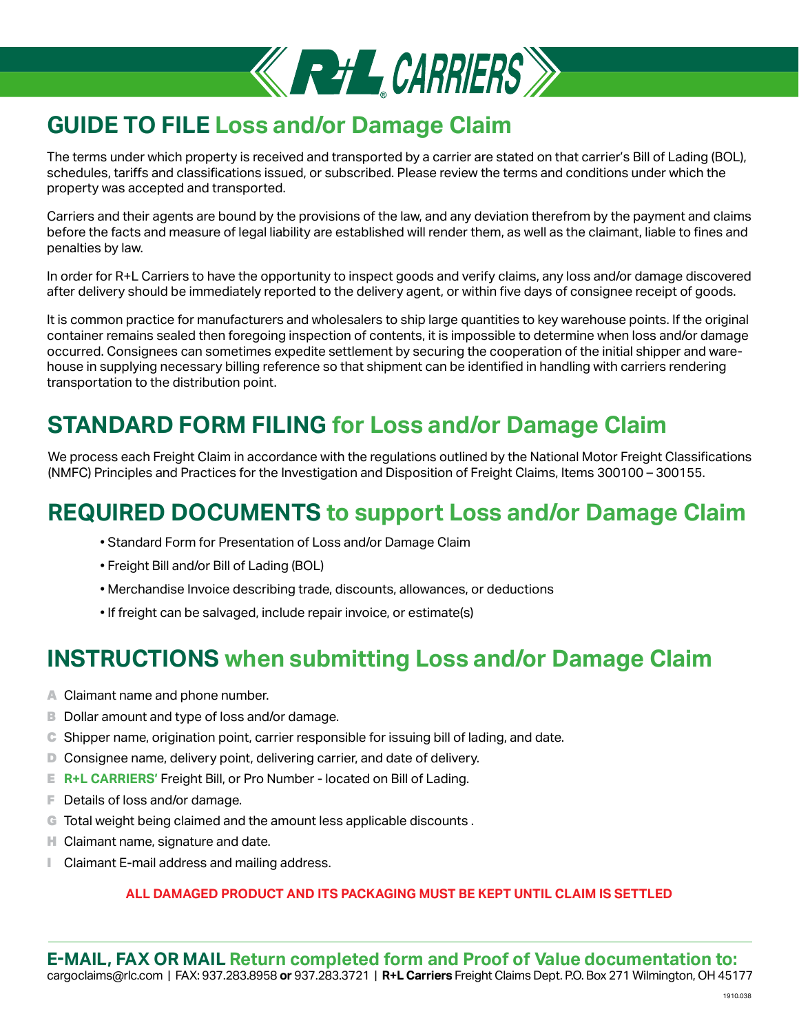# GUIDE TO FILE Loss and/or Damage Claim

The terms under which property is received and transported by a carrier are stated on that carrier's Bill of Lading (BOL), schedules, tariffs and classifications issued, or subscribed. Please review the terms and conditions under which the property was accepted and transported.

Carriers and their agents are bound by the provisions of the law, and any deviation therefrom by the payment and claims before the facts and measure of legal liability are established will render them, as well as the claimant, liable to fines and penalties by law.

In order for R+L Carriers to have the opportunity to inspect goods and verify claims, any loss and/or damage discovered after delivery should be immediately reported to the delivery agent, or within five days of consignee receipt of goods.

It is common practice for manufacturers and wholesalers to ship large quantities to key warehouse points. If the original container remains sealed then foregoing inspection of contents, it is impossible to determine when loss and/or damage occurred. Consignees can sometimes expedite settlement by securing the cooperation of the initial shipper and warehouse in supplying necessary billing reference so that shipment can be identified in handling with carriers rendering transportation to the distribution point.

## STANDARD FORM FILING for Loss and/or Damage Claim

We process each Freight Claim in accordance with the regulations outlined by the National Motor Freight Classifications (NMFC) Principles and Practices for the Investigation and Disposition of Freight Claims, Items 300100 – 300155.

## REQUIRED DOCUMENTS to support Loss and/or Damage Claim

- Standard Form for Presentation of Loss and/or Damage Claim
- Freight Bill and/or Bill of Lading (BOL)
- Merchandise Invoice describing trade, discounts, allowances, or deductions
- If freight can be salvaged, include repair invoice, or estimate(s)

## INSTRUCTIONS when submitting Loss and/or Damage Claim

A Claimant name and phone number.
B Dollar amount and type of loss and/or damage.
C Shipper name, origination point, carrier responsible for issuing bill of lading, and date.
D Consignee name, delivery point, delivering carrier, and date of delivery.
E **R+L CARRIERS'** Freight Bill, or Pro Number - located on Bill of Lading.
F Details of loss and/or damage.
G Total weight being claimed and the amount less applicable discounts .
H Claimant name, signature and date.
I Claimant E-mail address and mailing address.

**ALL DAMAGED PRODUCT AND ITS PACKAGING MUST BE KEPT UNTIL CLAIM IS SETTLED**

**E-MAIL, FAX OR MAIL Return completed form and Proof of Value documentation to:**
cargoclaims@rlc.com | FAX: 937.283.8958 **or** 937.283.3721 | **R+L Carriers** Freight Claims Dept. P.O. Box 271 Wilmington, OH 45177

1910.038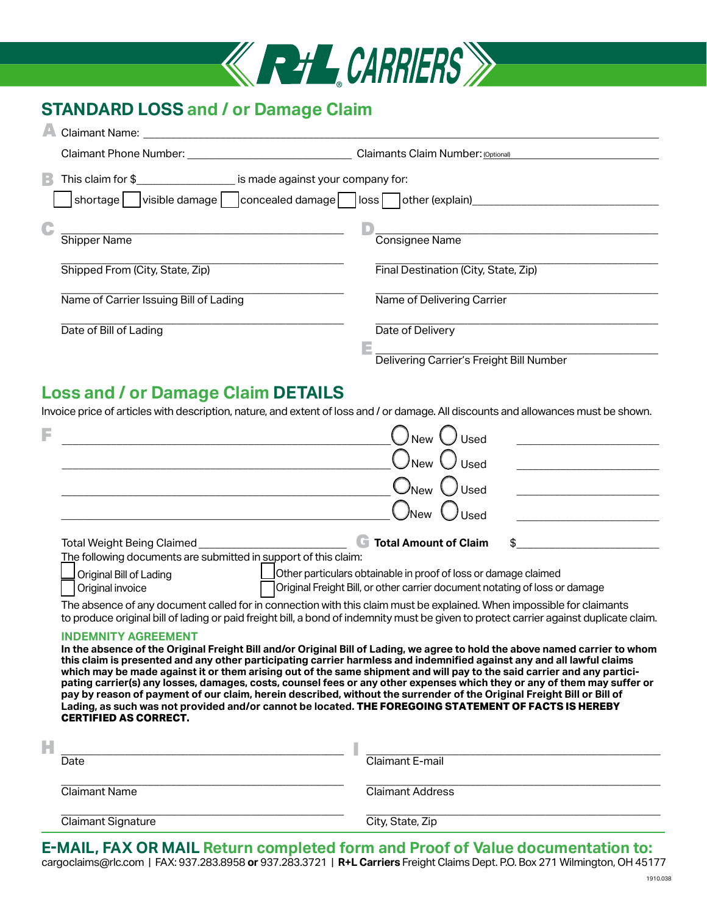R+L CARRIERS

# STANDARD LOSS and / or Damage Claim

**A** Claimant Name: ______________________________

Claimant Phone Number: ______________________ Claimants Claim Number: (Optional) ______________________

**B** This claim for $______________ is made against your company for:

☐ shortage ☐ visible damage ☐ concealed damage ☐ loss ☐ other (explain)______________________

**C**

______________________
Shipper Name

______________________
Shipped From (City, State, Zip)

______________________
Name of Carrier Issuing Bill of Lading

______________________
Date of Bill of Lading

**D**

______________________
Consignee Name

______________________
Final Destination (City, State, Zip)

______________________
Name of Delivering Carrier

______________________
Date of Delivery

**E**

______________________
Delivering Carrier's Freight Bill Number

## Loss and / or Damage Claim DETAILS

Invoice price of articles with description, nature, and extent of loss and / or damage. All discounts and allowances must be shown.

**F**

______________________ ◯ New ◯ Used ______________

______________________ ◯ New ◯ Used ______________

______________________ ◯ New ◯ Used ______________

______________________ ◯ New ◯ Used ______________

Total Weight Being Claimed ______________ **G** **Total Amount of Claim** $______________

The following documents are submitted in support of this claim:

☐ Original Bill of Lading
☐ Original invoice
☐ Other particulars obtainable in proof of loss or damage claimed
☐ Original Freight Bill, or other carrier document notating of loss or damage

The absence of any document called for in connection with this claim must be explained. When impossible for claimants to produce original bill of lading or paid freight bill, a bond of indemnity must be given to protect carrier against duplicate claim.

### INDEMNITY AGREEMENT

**In the absence of the Original Freight Bill and/or Original Bill of Lading, we agree to hold the above named carrier to whom this claim is presented and any other participating carrier harmless and indemnified against any and all lawful claims which may be made against it or them arising out of the same shipment and will pay to the said carrier and any participating carrier(s) any losses, damages, costs, counsel fees or any other expenses which they or any of them may suffer or pay by reason of payment of our claim, herein described, without the surrender of the Original Freight Bill or Bill of Lading, as such was not provided and/or cannot be located. THE FOREGOING STATEMENT OF FACTS IS HEREBY CERTIFIED AS CORRECT.**

**H**

______________________
Date

______________________
Claimant Name

______________________
Claimant Signature

**I**

______________________
Claimant E-mail

______________________
Claimant Address

______________________
City, State, Zip

## E-MAIL, FAX OR MAIL Return completed form and Proof of Value documentation to:

cargoclaims@rlc.com | FAX: 937.283.8958 **or** 937.283.3721 | **R+L Carriers** Freight Claims Dept. P.O. Box 271 Wilmington, OH 45177

1910.038